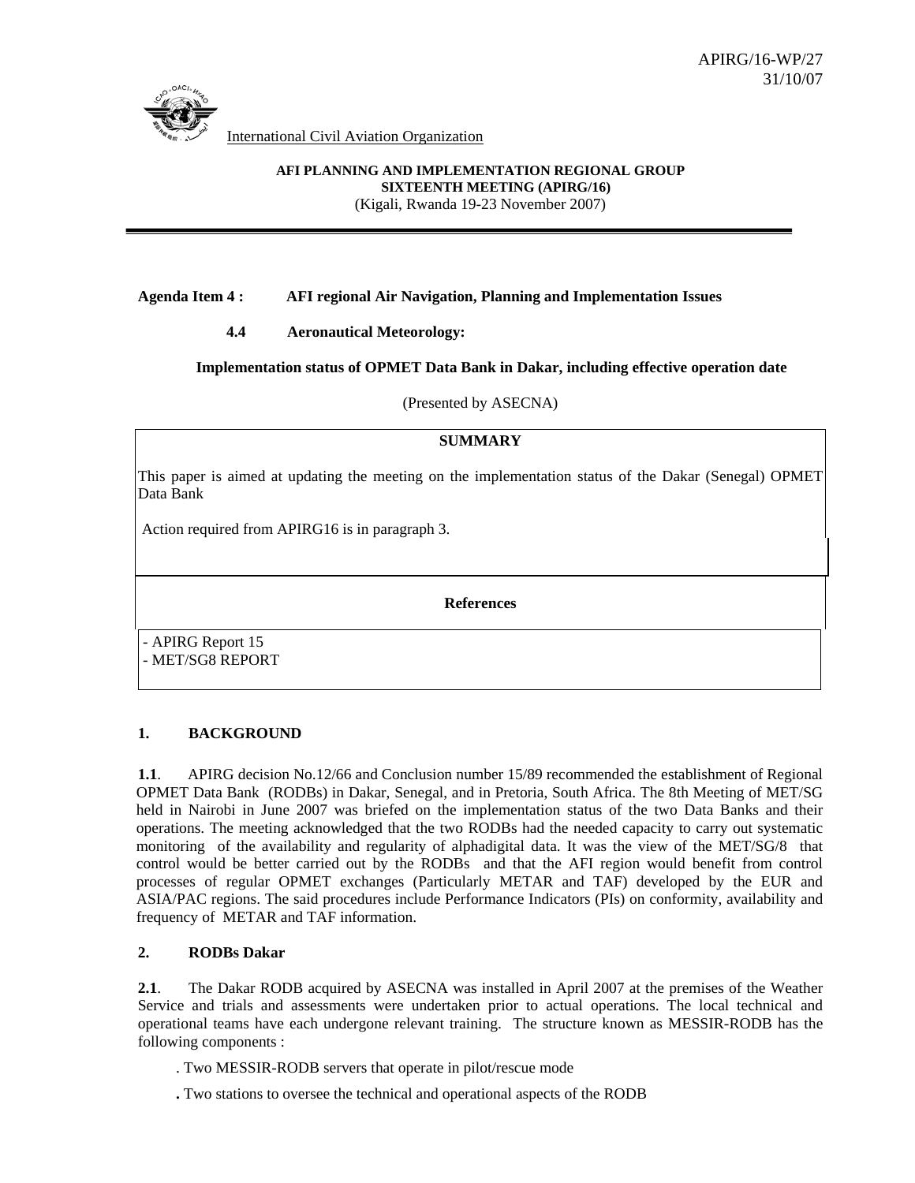APIRG/16-WP/27
31/10/07

International Civil Aviation Organization

**AFI PLANNING AND IMPLEMENTATION REGIONAL GROUP**
**SIXTEENTH MEETING (APIRG/16)**
(Kigali, Rwanda 19-23 November 2007)

---

**Agenda Item 4 : AFI regional Air Navigation, Planning and Implementation Issues**

**4.4 Aeronautical Meteorology:**

**Implementation status of OPMET Data Bank in Dakar, including effective operation date**

(Presented by ASECNA)

| **SUMMARY** |
|---|
| This paper is aimed at updating the meeting on the implementation status of the Dakar (Senegal) OPMET Data Bank<br><br>Action required from APIRG16 is in paragraph 3. |
| **References** |
| - APIRG Report 15<br>- MET/SG8 REPORT |

## 1. BACKGROUND

**1.1**. APIRG decision No.12/66 and Conclusion number 15/89 recommended the establishment of Regional OPMET Data Bank (RODBs) in Dakar, Senegal, and in Pretoria, South Africa. The 8th Meeting of MET/SG held in Nairobi in June 2007 was briefed on the implementation status of the two Data Banks and their operations. The meeting acknowledged that the two RODBs had the needed capacity to carry out systematic monitoring of the availability and regularity of alphadigital data. It was the view of the MET/SG/8 that control would be better carried out by the RODBs and that the AFI region would benefit from control processes of regular OPMET exchanges (Particularly METAR and TAF) developed by the EUR and ASIA/PAC regions. The said procedures include Performance Indicators (PIs) on conformity, availability and frequency of METAR and TAF information.

## 2. RODBs Dakar

**2.1**. The Dakar RODB acquired by ASECNA was installed in April 2007 at the premises of the Weather Service and trials and assessments were undertaken prior to actual operations. The local technical and operational teams have each undergone relevant training. The structure known as MESSIR-RODB has the following components :

. Two MESSIR-RODB servers that operate in pilot/rescue mode

**.** Two stations to oversee the technical and operational aspects of the RODB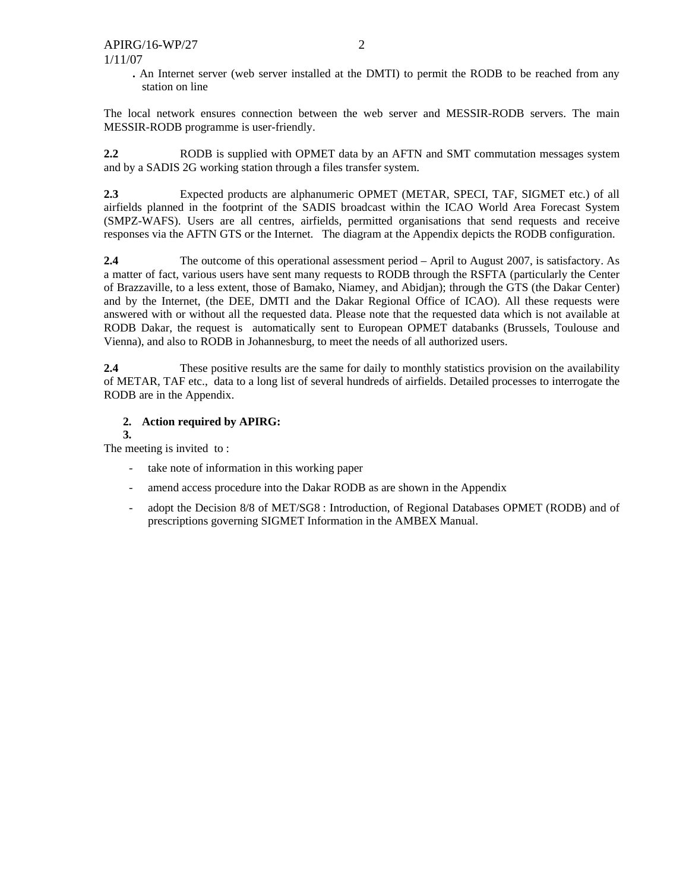. An Internet server (web server installed at the DMTI) to permit the RODB to be reached from any station on line

The local network ensures connection between the web server and MESSIR-RODB servers. The main MESSIR-RODB programme is user-friendly.

**2.2** RODB is supplied with OPMET data by an AFTN and SMT commutation messages system and by a SADIS 2G working station through a files transfer system.

**2.3** Expected products are alphanumeric OPMET (METAR, SPECI, TAF, SIGMET etc.) of all airfields planned in the footprint of the SADIS broadcast within the ICAO World Area Forecast System (SMPZ-WAFS). Users are all centres, airfields, permitted organisations that send requests and receive responses via the AFTN GTS or the Internet. The diagram at the Appendix depicts the RODB configuration.

**2.4** The outcome of this operational assessment period – April to August 2007, is satisfactory. As a matter of fact, various users have sent many requests to RODB through the RSFTA (particularly the Center of Brazzaville, to a less extent, those of Bamako, Niamey, and Abidjan); through the GTS (the Dakar Center) and by the Internet, (the DEE, DMTI and the Dakar Regional Office of ICAO). All these requests were answered with or without all the requested data. Please note that the requested data which is not available at RODB Dakar, the request is automatically sent to European OPMET databanks (Brussels, Toulouse and Vienna), and also to RODB in Johannesburg, to meet the needs of all authorized users.

**2.4** These positive results are the same for daily to monthly statistics provision on the availability of METAR, TAF etc., data to a long list of several hundreds of airfields. Detailed processes to interrogate the RODB are in the Appendix.

**2. Action required by APIRG:**

**3.**

The meeting is invited to :

- take note of information in this working paper
- amend access procedure into the Dakar RODB as are shown in the Appendix
- adopt the Decision 8/8 of MET/SG8 : Introduction, of Regional Databases OPMET (RODB) and of prescriptions governing SIGMET Information in the AMBEX Manual.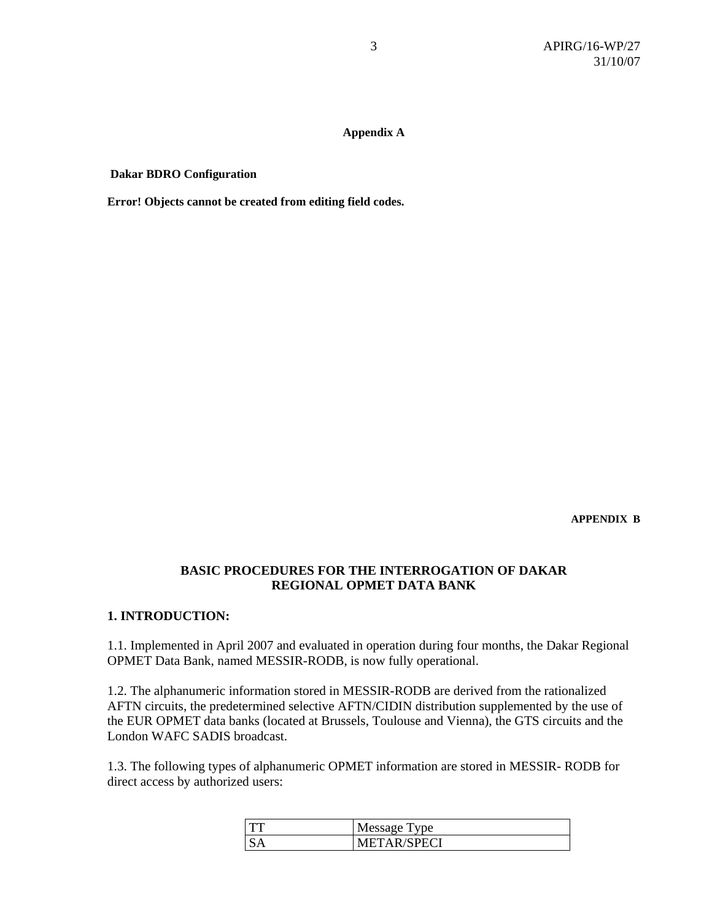**Appendix A**

**Dakar BDRO Configuration**

**Error! Objects cannot be created from editing field codes.**

**APPENDIX B**

## BASIC PROCEDURES FOR THE INTERROGATION OF DAKAR REGIONAL OPMET DATA BANK

### 1. INTRODUCTION:

1.1. Implemented in April 2007 and evaluated in operation during four months, the Dakar Regional OPMET Data Bank, named MESSIR-RODB, is now fully operational.

1.2. The alphanumeric information stored in MESSIR-RODB are derived from the rationalized AFTN circuits, the predetermined selective AFTN/CIDIN distribution supplemented by the use of the EUR OPMET data banks (located at Brussels, Toulouse and Vienna), the GTS circuits and the London WAFC SADIS broadcast.

1.3. The following types of alphanumeric OPMET information are stored in MESSIR- RODB for direct access by authorized users:

| TT | Message Type |
|---|---|
| SA | METAR/SPECI |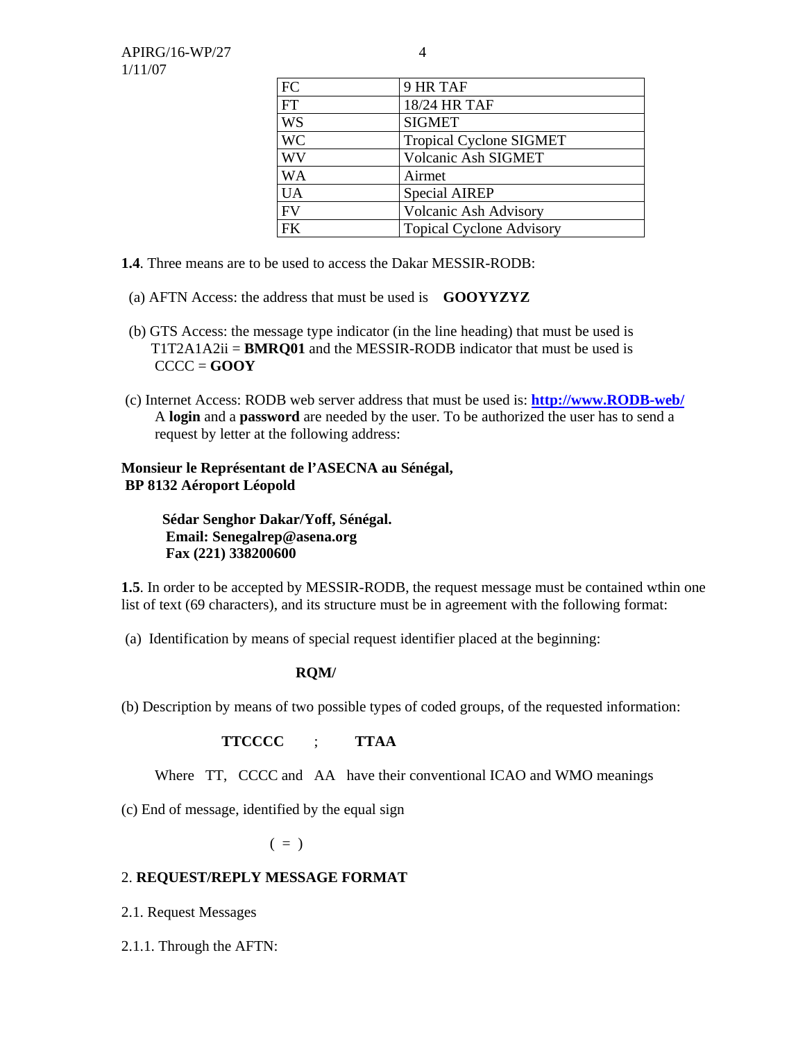| FC | 9 HR TAF |
|---|---|
| FT | 18/24 HR TAF |
| WS | SIGMET |
| WC | Tropical Cyclone SIGMET |
| WV | Volcanic Ash SIGMET |
| WA | Airmet |
| UA | Special AIREP |
| FV | Volcanic Ash Advisory |
| FK | Topical Cyclone Advisory |

**1.4**. Three means are to be used to access the Dakar MESSIR-RODB:

(a) AFTN Access: the address that must be used is **GOOYYZYZ**

(b) GTS Access: the message type indicator (in the line heading) that must be used is T1T2A1A2ii = **BMRQ01** and the MESSIR-RODB indicator that must be used is CCCC = **GOOY**

(c) Internet Access: RODB web server address that must be used is: **http://www.RODB-web/** A **login** and a **password** are needed by the user. To be authorized the user has to send a request by letter at the following address:

**Monsieur le Représentant de l'ASECNA au Sénégal,**
**BP 8132 Aéroport Léopold**

**Sédar Senghor Dakar/Yoff, Sénégal.**
**Email: Senegalrep@asena.org**
**Fax (221) 338200600**

**1.5**. In order to be accepted by MESSIR-RODB, the request message must be contained wthin one list of text (69 characters), and its structure must be in agreement with the following format:

(a) Identification by means of special request identifier placed at the beginning:

**RQM/**

(b) Description by means of two possible types of coded groups, of the requested information:

**TTCCCC** ; **TTAA**

Where TT, CCCC and AA have their conventional ICAO and WMO meanings

(c) End of message, identified by the equal sign

( = )

## 2. REQUEST/REPLY MESSAGE FORMAT

2.1. Request Messages

2.1.1. Through the AFTN: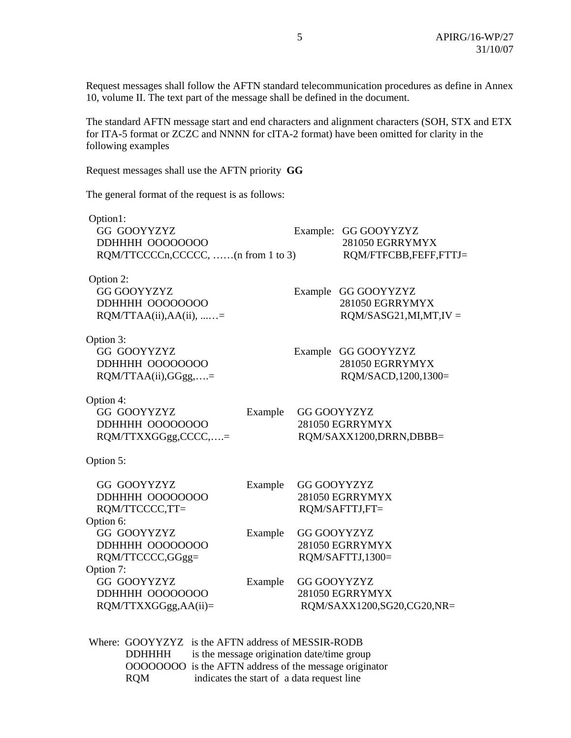Request messages shall follow the AFTN standard telecommunication procedures as define in Annex 10, volume II. The text part of the message shall be defined in the document.

The standard AFTN message start and end characters and alignment characters (SOH, STX and ETX for ITA-5 format or ZCZC and NNNN for cITA-2 format) have been omitted for clarity in the following examples

Request messages shall use the AFTN priority **GG**

The general format of the request is as follows:

Option1:

```
GG  GOOYYZYZ                                Example:  GG GOOYYZYZ
DDHHHH  OOOOOOOO                                      281050 EGRRYMYX
RQM/TTCCCCn,CCCCC, ……(n from 1 to 3)                  RQM/FTFCBB,FEFF,FTTJ=
```

Option 2:

```
GG GOOYYZYZ                                 Example   GG GOOYYZYZ
DDHHHH  OOOOOOOO                                      281050 EGRRYMYX
RQM/TTAA(ii),AA(ii), ...…=                            RQM/SASG21,MI,MT,IV =
```

Option 3:

```
GG  GOOYYZYZ                                Example   GG GOOYYZYZ
DDHHHH  OOOOOOOO                                      281050 EGRRYMYX
RQM/TTAA(ii),GGgg,….=                                 RQM/SACD,1200,1300=
```

Option 4:

```
GG  GOOYYZYZ                  Example    GG GOOYYZYZ
DDHHHH  OOOOOOOO                         281050 EGRRYMYX
RQM/TTXXGGgg,CCCC,….=                    RQM/SAXX1200,DRRN,DBBB=
```

Option 5:

```
GG  GOOYYZYZ                  Example    GG GOOYYZYZ
DDHHHH  OOOOOOOO                         281050 EGRRYMYX
RQM/TTCCCC,TT=                           RQM/SAFTTJ,FT=
```

Option 6:

```
GG  GOOYYZYZ                  Example    GG GOOYYZYZ
DDHHHH  OOOOOOOO                         281050 EGRRYMYX
RQM/TTCCCC,GGgg=                         RQM/SAFTTJ,1300=
```

Option 7:

```
GG  GOOYYZYZ                  Example    GG GOOYYZYZ
DDHHHH  OOOOOOOO                         281050 EGRRYMYX
RQM/TTXXGGgg,AA(ii)=                     RQM/SAXX1200,SG20,CG20,NR=
```

Where:
- GOOYYZYZ is the AFTN address of MESSIR-RODB
- DDHHHH is the message origination date/time group
- OOOOOOOO is the AFTN address of the message originator
- RQM indicates the start of a data request line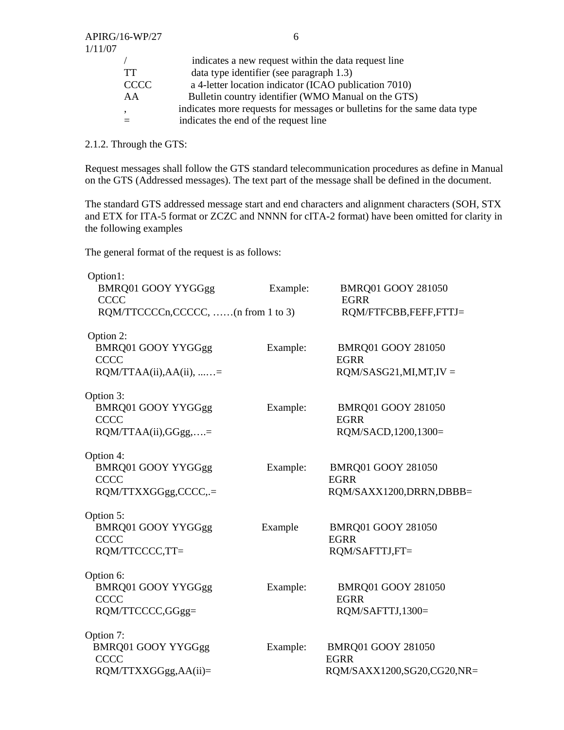| | |
|---|---|
| / | indicates a new request within the data request line |
| TT | data type identifier (see paragraph 1.3) |
| CCCC | a 4-letter location indicator (ICAO publication 7010) |
| AA | Bulletin country identifier (WMO Manual on the GTS) |
| , | indicates more requests for messages or bulletins for the same data type |
| = | indicates the end of the request line |

2.1.2. Through the GTS:

Request messages shall follow the GTS standard telecommunication procedures as define in Manual on the GTS (Addressed messages). The text part of the message shall be defined in the document.

The standard GTS addressed message start and end characters and alignment characters (SOH, STX and ETX for ITA-5 format or ZCZC and NNNN for cITA-2 format) have been omitted for clarity in the following examples

The general format of the request is as follows:

Option1:

```
BMRQ01 GOOY YYGGgg                       Example:    BMRQ01 GOOY 281050
CCCC                                                 EGRR
RQM/TTCCCCn,CCCCC, ……(n from 1 to 3)                 RQM/FTFCBB,FEFF,FTTJ=
```

Option 2:

```
BMRQ01 GOOY YYGGgg                       Example:    BMRQ01 GOOY 281050
CCCC                                                 EGRR
RQM/TTAA(ii),AA(ii), ...…=                           RQM/SASG21,MI,MT,IV =
```

Option 3:

```
BMRQ01 GOOY YYGGgg                       Example:    BMRQ01 GOOY 281050
CCCC                                                 EGRR
RQM/TTAA(ii),GGgg,….=                                RQM/SACD,1200,1300=
```

Option 4:

```
BMRQ01 GOOY YYGGgg                       Example:    BMRQ01 GOOY 281050
CCCC                                                 EGRR
RQM/TTXXGGgg,CCCC,.=                                 RQM/SAXX1200,DRRN,DBBB=
```

Option 5:

```
BMRQ01 GOOY YYGGgg                       Example     BMRQ01 GOOY 281050
CCCC                                                 EGRR
RQM/TTCCCC,TT=                                       RQM/SAFTTJ,FT=
```

Option 6:

```
BMRQ01 GOOY YYGGgg                       Example:    BMRQ01 GOOY 281050
CCCC                                                 EGRR
RQM/TTCCCC,GGgg=                                     RQM/SAFTTJ,1300=
```

Option 7:

```
BMRQ01 GOOY YYGGgg                       Example:    BMRQ01 GOOY 281050
CCCC                                                 EGRR
RQM/TTXXGGgg,AA(ii)=                                 RQM/SAXX1200,SG20,CG20,NR=
```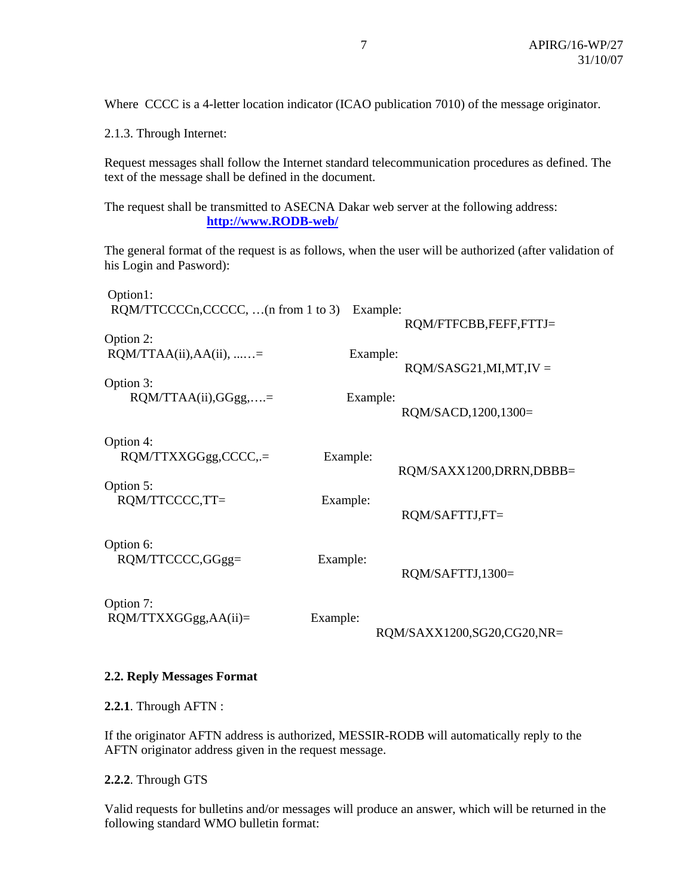Where CCCC is a 4-letter location indicator (ICAO publication 7010) of the message originator.

2.1.3. Through Internet:

Request messages shall follow the Internet standard telecommunication procedures as defined. The text of the message shall be defined in the document.

The request shall be transmitted to ASECNA Dakar web server at the following address:
**[http://www.RODB-web/](http://www.RODB-web/)**

The general format of the request is as follows, when the user will be authorized (after validation of his Login and Pasword):

Option1:
RQM/TTCCCCn,CCCCC, …(n from 1 to 3) Example:
RQM/FTFCBB,FEFF,FTTJ=

Option 2:
RQM/TTAA(ii),AA(ii), ..….= Example:
RQM/SASG21,MI,MT,IV =

Option 3:
RQM/TTAA(ii),GGgg,….= Example:
RQM/SACD,1200,1300=

Option 4:
RQM/TTXXGGgg,CCCC,.= Example:
RQM/SAXX1200,DRRN,DBBB=

Option 5:
RQM/TTCCCC,TT= Example:
RQM/SAFTTJ,FT=

Option 6:
RQM/TTCCCC,GGgg= Example:
RQM/SAFTTJ,1300=

Option 7:
RQM/TTXXGGgg,AA(ii)= Example:
RQM/SAXX1200,SG20,CG20,NR=

**2.2. Reply Messages Format**

**2.2.1**. Through AFTN :

If the originator AFTN address is authorized, MESSIR-RODB will automatically reply to the AFTN originator address given in the request message.

**2.2.2**. Through GTS

Valid requests for bulletins and/or messages will produce an answer, which will be returned in the following standard WMO bulletin format: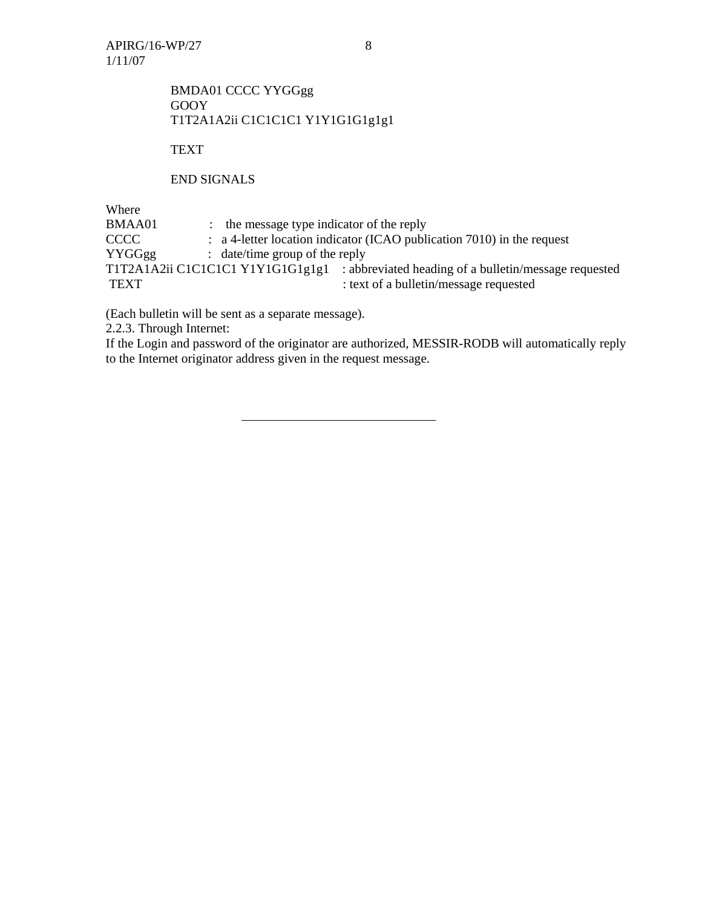```
BMDA01 CCCC YYGGgg
GOOY
T1T2A1A2ii C1C1C1C1 Y1Y1G1G1g1g1

TEXT

END SIGNALS
```

Where

| | |
|---|---|
| BMAA01 | : the message type indicator of the reply |
| CCCC | : a 4-letter location indicator (ICAO publication 7010) in the request |
| YYGGgg | : date/time group of the reply |
| T1T2A1A2ii C1C1C1C1 Y1Y1G1G1g1g1 | : abbreviated heading of a bulletin/message requested |
| TEXT | : text of a bulletin/message requested |

(Each bulletin will be sent as a separate message).

2.2.3. Through Internet:

If the Login and password of the originator are authorized, MESSIR-RODB will automatically reply to the Internet originator address given in the request message.

---